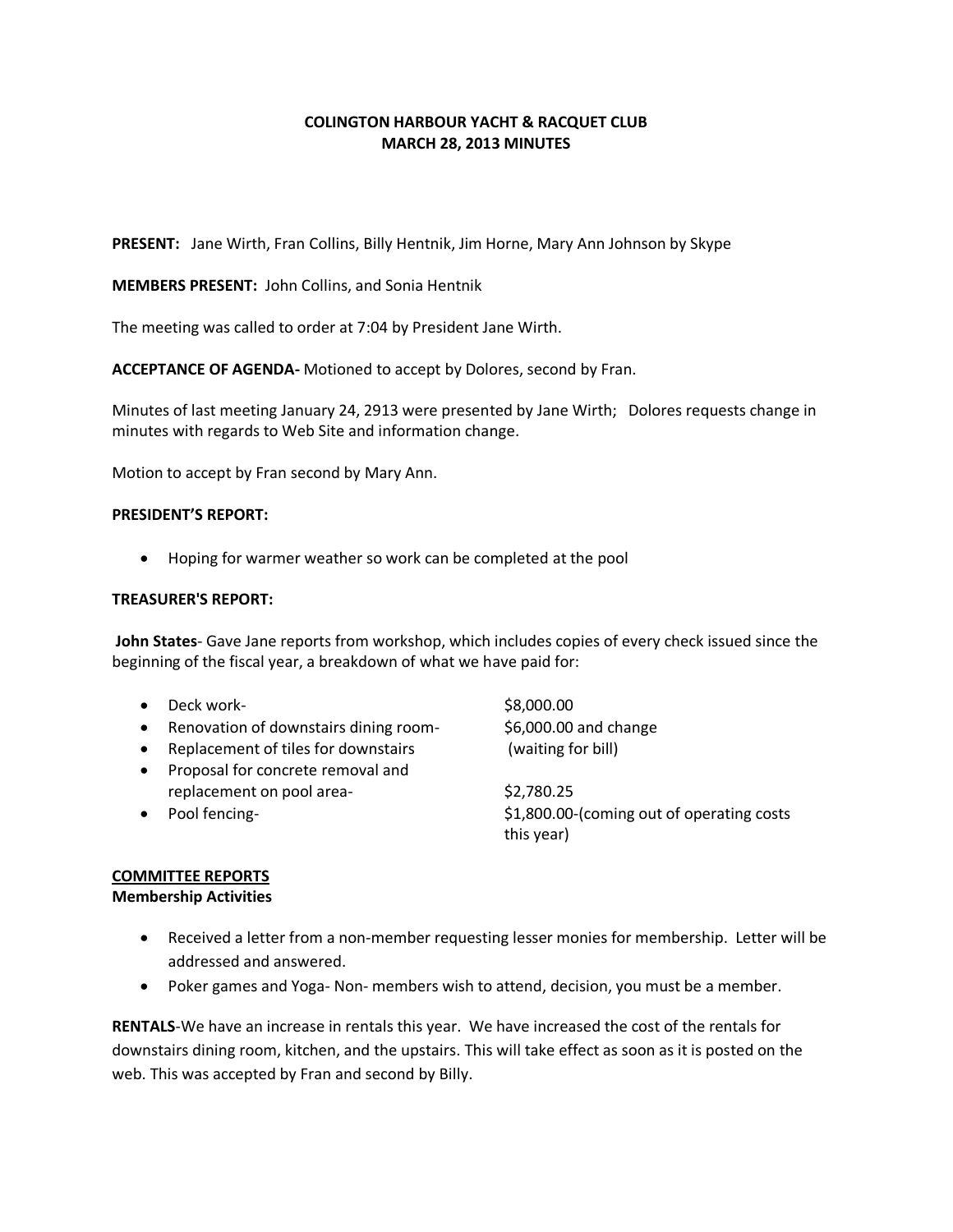**COLINGTON HARBOUR YACHT & RACQUET CLUB**
**MARCH 28, 2013 MINUTES**

**PRESENT:** Jane Wirth, Fran Collins, Billy Hentnik, Jim Horne, Mary Ann Johnson by Skype

**MEMBERS PRESENT:** John Collins, and Sonia Hentnik

The meeting was called to order at 7:04 by President Jane Wirth.

**ACCEPTANCE OF AGENDA-** Motioned to accept by Dolores, second by Fran.

Minutes of last meeting January 24, 2913 were presented by Jane Wirth; Dolores requests change in minutes with regards to Web Site and information change.

Motion to accept by Fran second by Mary Ann.

**PRESIDENT'S REPORT:**

- Hoping for warmer weather so work can be completed at the pool

**TREASURER'S REPORT:**

**John States**- Gave Jane reports from workshop, which includes copies of every check issued since the beginning of the fiscal year, a breakdown of what we have paid for:

- Deck work- $8,000.00
- Renovation of downstairs dining room- $6,000.00 and change
- Replacement of tiles for downstairs (waiting for bill)
- Proposal for concrete removal and replacement on pool area- $2,780.25
- Pool fencing- $1,800.00-(coming out of operating costs this year)

**COMMITTEE REPORTS**

**Membership Activities**

- Received a letter from a non-member requesting lesser monies for membership. Letter will be addressed and answered.
- Poker games and Yoga- Non- members wish to attend, decision, you must be a member.

**RENTALS**-We have an increase in rentals this year. We have increased the cost of the rentals for downstairs dining room, kitchen, and the upstairs. This will take effect as soon as it is posted on the web. This was accepted by Fran and second by Billy.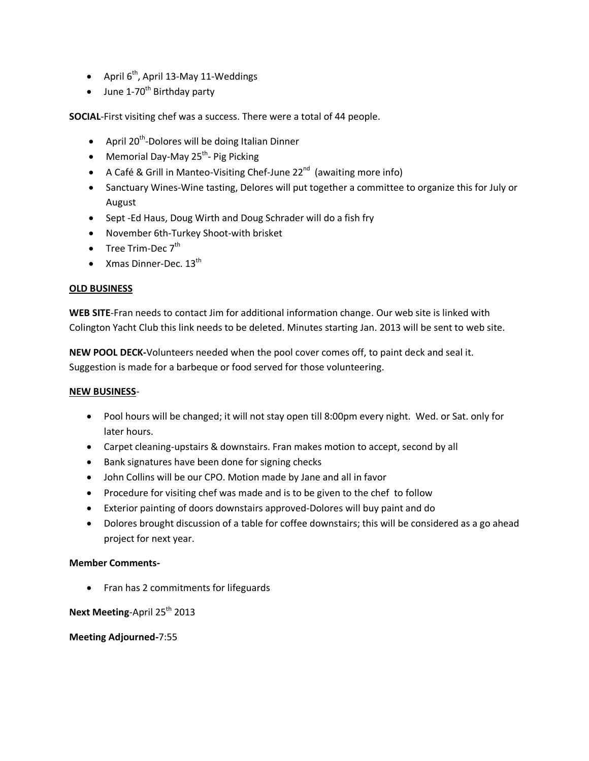- April 6th, April 13-May 11-Weddings
- June 1-70th Birthday party

**SOCIAL**-First visiting chef was a success. There were a total of 44 people.

- April 20th-Dolores will be doing Italian Dinner
- Memorial Day-May 25th- Pig Picking
- A Café & Grill in Manteo-Visiting Chef-June 22nd (awaiting more info)
- Sanctuary Wines-Wine tasting, Delores will put together a committee to organize this for July or August
- Sept -Ed Haus, Doug Wirth and Doug Schrader will do a fish fry
- November 6th-Turkey Shoot-with brisket
- Tree Trim-Dec 7th
- Xmas Dinner-Dec. 13th

**OLD BUSINESS**

**WEB SITE**-Fran needs to contact Jim for additional information change. Our web site is linked with Colington Yacht Club this link needs to be deleted. Minutes starting Jan. 2013 will be sent to web site.

**NEW POOL DECK-**Volunteers needed when the pool cover comes off, to paint deck and seal it. Suggestion is made for a barbeque or food served for those volunteering.

**NEW BUSINESS**-

- Pool hours will be changed; it will not stay open till 8:00pm every night. Wed. or Sat. only for later hours.
- Carpet cleaning-upstairs & downstairs. Fran makes motion to accept, second by all
- Bank signatures have been done for signing checks
- John Collins will be our CPO. Motion made by Jane and all in favor
- Procedure for visiting chef was made and is to be given to the chef to follow
- Exterior painting of doors downstairs approved-Dolores will buy paint and do
- Dolores brought discussion of a table for coffee downstairs; this will be considered as a go ahead project for next year.

**Member Comments-**

- Fran has 2 commitments for lifeguards

**Next Meeting**-April 25th 2013

**Meeting Adjourned-**7:55